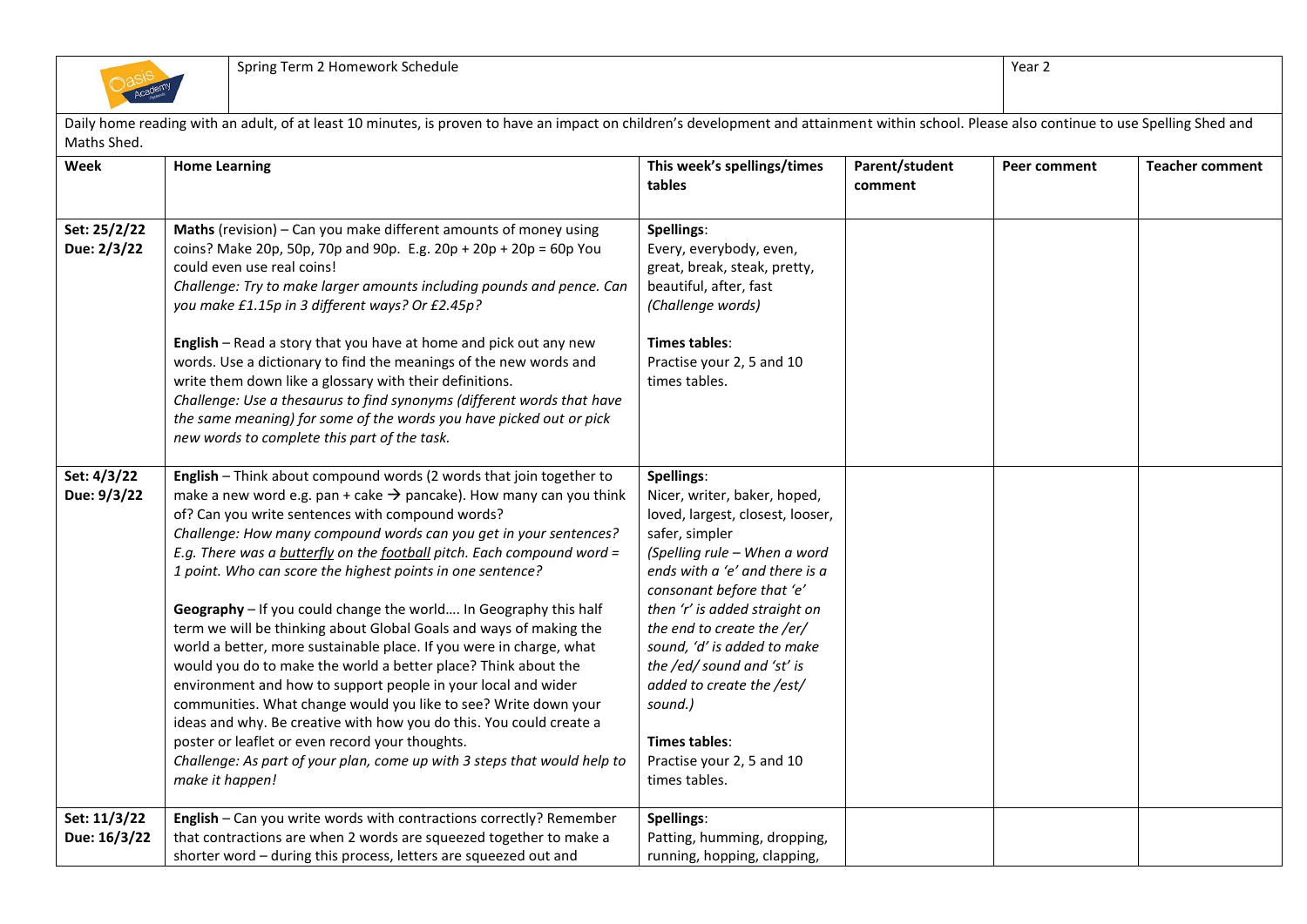| | Spring Term 2 Homework Schedule | | | Year 2 | |
|---|---|---|---|---|---|

Daily home reading with an adult, of at least 10 minutes, is proven to have an impact on children's development and attainment within school. Please also continue to use Spelling Shed and Maths Shed.

| Week | Home Learning | This week's spellings/times tables | Parent/student comment | Peer comment | Teacher comment |
|---|---|---|---|---|---|
| **Set: 25/2/22**<br>**Due: 2/3/22** | **Maths** (revision) – Can you make different amounts of money using coins? Make 20p, 50p, 70p and 90p. E.g. 20p + 20p + 20p = 60p You could even use real coins!<br>*Challenge: Try to make larger amounts including pounds and pence. Can you make £1.15p in 3 different ways? Or £2.45p?*<br><br>**English** – Read a story that you have at home and pick out any new words. Use a dictionary to find the meanings of the new words and write them down like a glossary with their definitions.<br>*Challenge: Use a thesaurus to find synonyms (different words that have the same meaning) for some of the words you have picked out or pick new words to complete this part of the task.* | **Spellings**:<br>Every, everybody, even, great, break, steak, pretty, beautiful, after, fast<br>*(Challenge words)*<br><br>**Times tables**:<br>Practise your 2, 5 and 10 times tables. | | | |
| **Set: 4/3/22**<br>**Due: 9/3/22** | **English** – Think about compound words (2 words that join together to make a new word e.g. pan + cake → pancake). How many can you think of? Can you write sentences with compound words?<br>*Challenge: How many compound words can you get in your sentences? E.g. There was a <u>butterfly</u> on the <u>football</u> pitch. Each compound word = 1 point. Who can score the highest points in one sentence?*<br><br>**Geography** – If you could change the world…. In Geography this half term we will be thinking about Global Goals and ways of making the world a better, more sustainable place. If you were in charge, what would you do to make the world a better place? Think about the environment and how to support people in your local and wider communities. What change would you like to see? Write down your ideas and why. Be creative with how you do this. You could create a poster or leaflet or even record your thoughts.<br>*Challenge: As part of your plan, come up with 3 steps that would help to make it happen!* | **Spellings**:<br>Nicer, writer, baker, hoped, loved, largest, closest, looser, safer, simpler<br>*(Spelling rule – When a word ends with a 'e' and there is a consonant before that 'e' then 'r' is added straight on the end to create the /er/ sound, 'd' is added to make the /ed/ sound and 'st' is added to create the /est/ sound.)*<br><br>**Times tables**:<br>Practise your 2, 5 and 10 times tables. | | | |
| **Set: 11/3/22**<br>**Due: 16/3/22** | **English** – Can you write words with contractions correctly? Remember that contractions are when 2 words are squeezed together to make a shorter word – during this process, letters are squeezed out and | **Spellings**:<br>Patting, humming, dropping, running, hopping, clapping, | | | |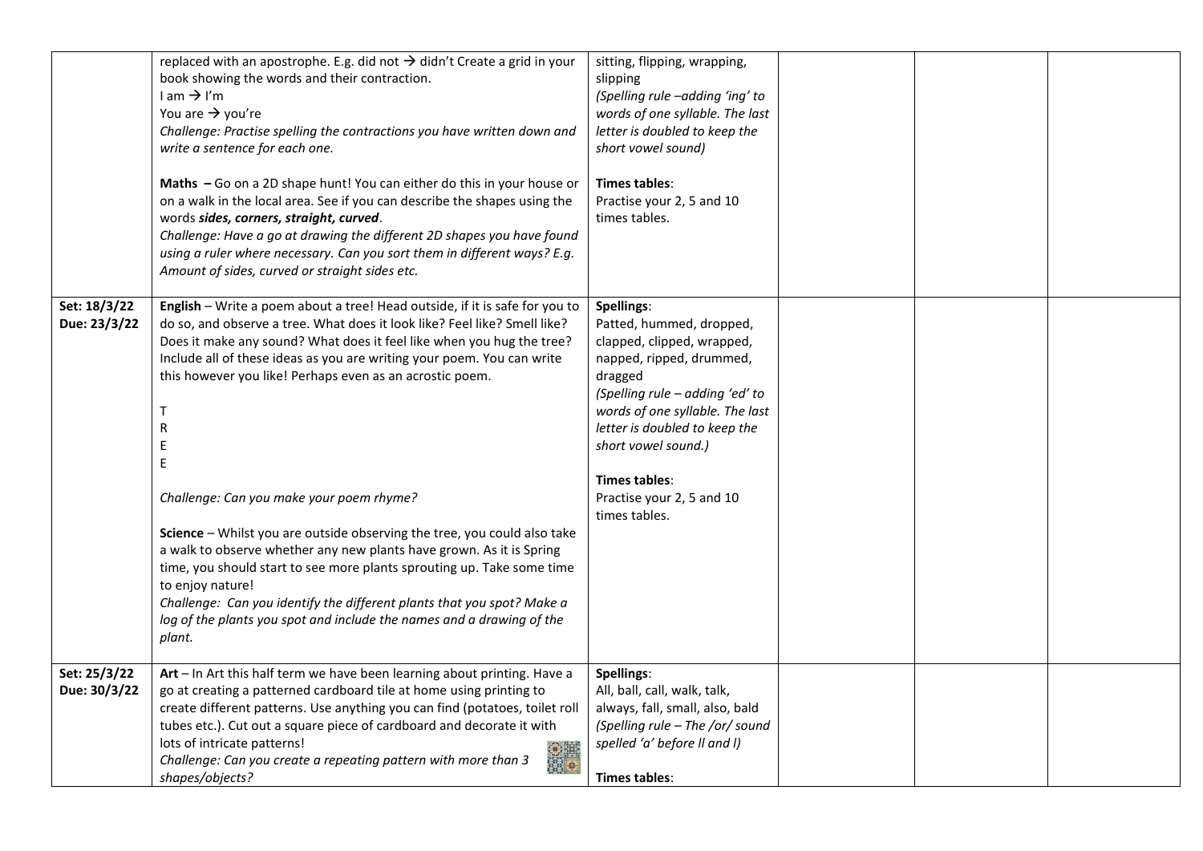|  |  |  |  |  |  |
|---|---|---|---|---|---|
|  | replaced with an apostrophe. E.g. did not → didn't Create a grid in your book showing the words and their contraction.<br>I am → I'm<br>You are → you're<br>*Challenge: Practise spelling the contractions you have written down and write a sentence for each one.*<br><br>**Maths –** Go on a 2D shape hunt! You can either do this in your house or on a walk in the local area. See if you can describe the shapes using the words ***sides, corners, straight, curved***.<br>*Challenge: Have a go at drawing the different 2D shapes you have found using a ruler where necessary. Can you sort them in different ways? E.g. Amount of sides, curved or straight sides etc.* | sitting, flipping, wrapping, slipping<br>*(Spelling rule –adding 'ing' to words of one syllable. The last letter is doubled to keep the short vowel sound)*<br><br>**Times tables**:<br>Practise your 2, 5 and 10 times tables. |  |  |  |
| **Set: 18/3/22**<br>**Due: 23/3/22** | **English** – Write a poem about a tree! Head outside, if it is safe for you to do so, and observe a tree. What does it look like? Feel like? Smell like? Does it make any sound? What does it feel like when you hug the tree? Include all of these ideas as you are writing your poem. You can write this however you like! Perhaps even as an acrostic poem.<br><br>T<br>R<br>E<br>E<br><br>*Challenge: Can you make your poem rhyme?*<br><br>**Science** – Whilst you are outside observing the tree, you could also take a walk to observe whether any new plants have grown. As it is Spring time, you should start to see more plants sprouting up. Take some time to enjoy nature!<br>*Challenge: Can you identify the different plants that you spot? Make a log of the plants you spot and include the names and a drawing of the plant.* | **Spellings**:<br>Patted, hummed, dropped, clapped, clipped, wrapped, napped, ripped, drummed, dragged<br>*(Spelling rule – adding 'ed' to words of one syllable. The last letter is doubled to keep the short vowel sound.)*<br><br>**Times tables**:<br>Practise your 2, 5 and 10 times tables. |  |  |  |
| **Set: 25/3/22**<br>**Due: 30/3/22** | **Art** – In Art this half term we have been learning about printing. Have a go at creating a patterned cardboard tile at home using printing to create different patterns. Use anything you can find (potatoes, toilet roll tubes etc.). Cut out a square piece of cardboard and decorate it with lots of intricate patterns!<br>*Challenge: Can you create a repeating pattern with more than 3 shapes/objects?* | **Spellings**:<br>All, ball, call, walk, talk, always, fall, small, also, bald<br>*(Spelling rule – The /or/ sound spelled 'a' before ll and l)*<br><br>**Times tables**: |  |  |  |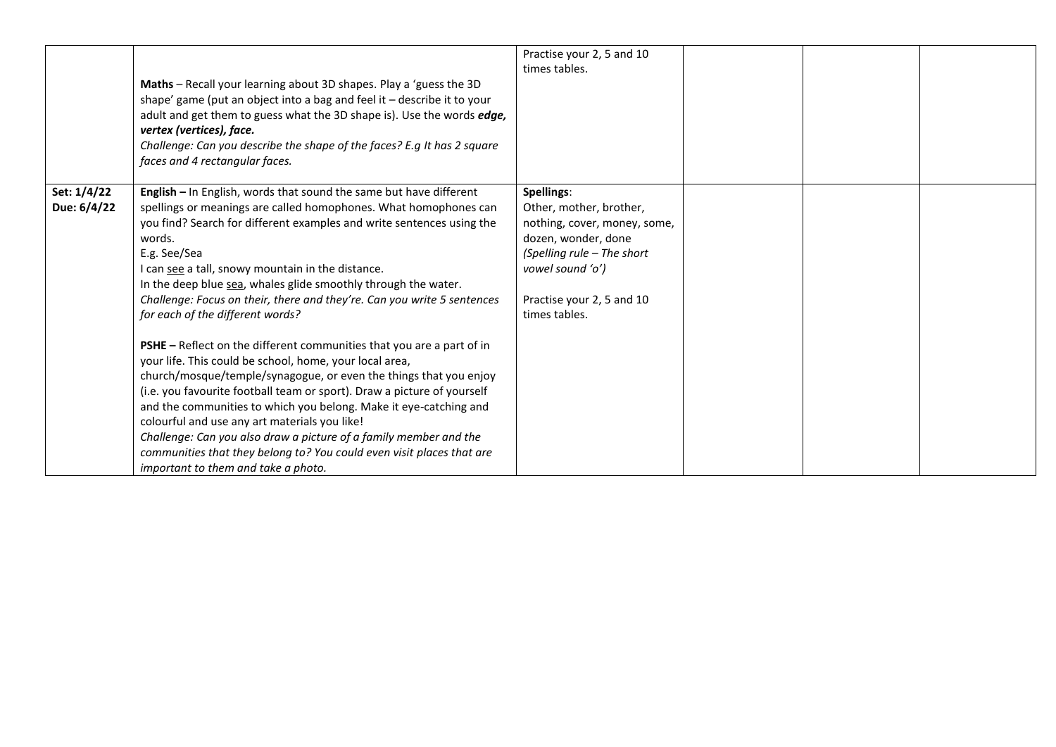| | | | | | |
|---|---|---|---|---|---|
| | **Maths** – Recall your learning about 3D shapes. Play a 'guess the 3D shape' game (put an object into a bag and feel it – describe it to your adult and get them to guess what the 3D shape is). Use the words ***edge, vertex (vertices), face.***<br>*Challenge: Can you describe the shape of the faces? E.g It has 2 square faces and 4 rectangular faces.* | Practise your 2, 5 and 10 times tables. | | | |
| **Set: 1/4/22**<br>**Due: 6/4/22** | **English –** In English, words that sound the same but have different spellings or meanings are called homophones. What homophones can you find? Search for different examples and write sentences using the words.<br>E.g. See/Sea<br>I can <u>see</u> a tall, snowy mountain in the distance.<br>In the deep blue <u>sea</u>, whales glide smoothly through the water.<br>*Challenge: Focus on their, there and they're. Can you write 5 sentences for each of the different words?*<br><br>**PSHE –** Reflect on the different communities that you are a part of in your life. This could be school, home, your local area, church/mosque/temple/synagogue, or even the things that you enjoy (i.e. you favourite football team or sport). Draw a picture of yourself and the communities to which you belong. Make it eye-catching and colourful and use any art materials you like!<br>*Challenge: Can you also draw a picture of a family member and the communities that they belong to? You could even visit places that are important to them and take a photo.* | **Spellings**:<br>Other, mother, brother, nothing, cover, money, some, dozen, wonder, done<br>*(Spelling rule – The short vowel sound 'o')*<br><br>Practise your 2, 5 and 10 times tables. | | | |